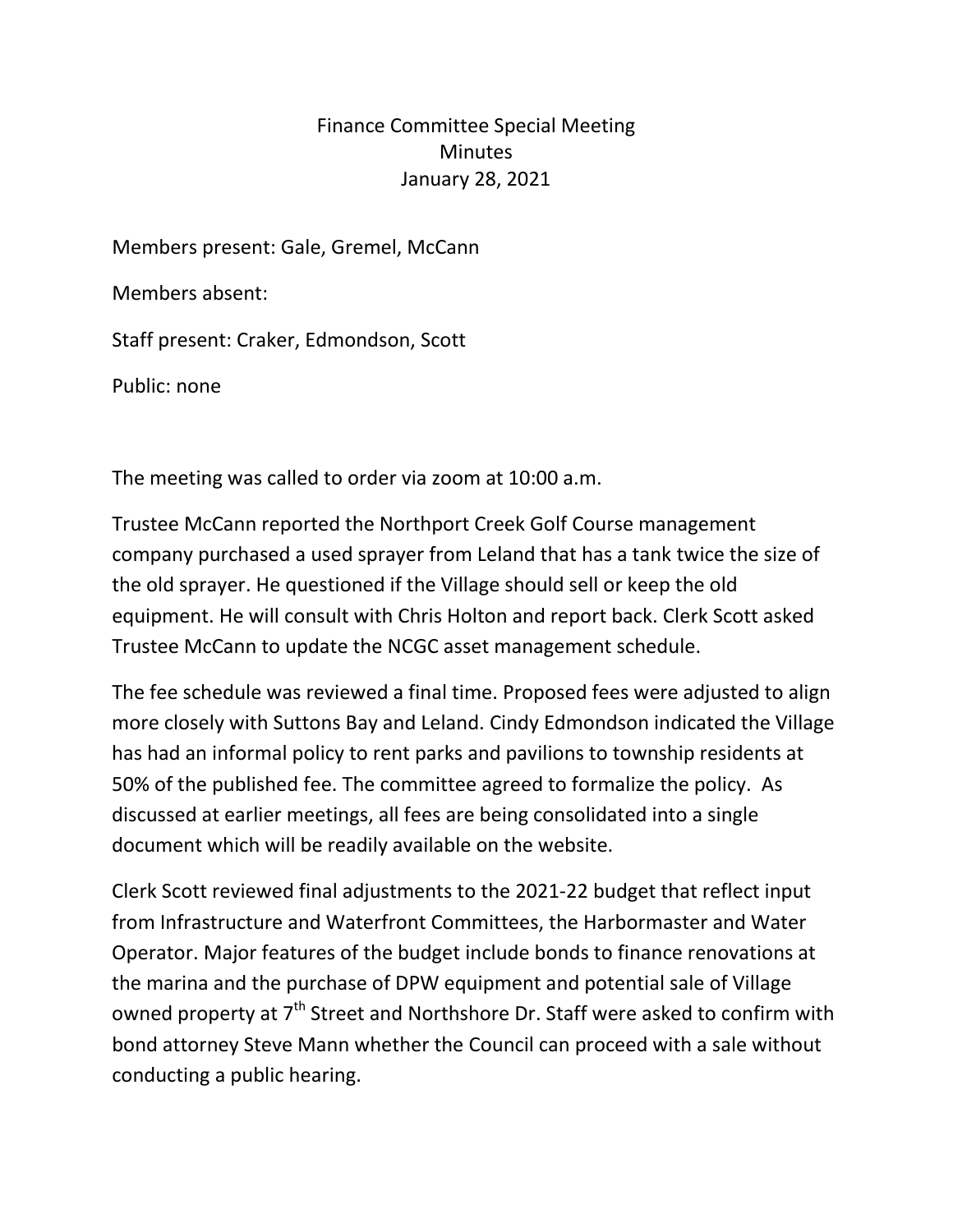# Finance Committee Special Meeting
## Minutes
### January 28, 2021

Members present: Gale, Gremel, McCann

Members absent:

Staff present: Craker, Edmondson, Scott

Public: none

The meeting was called to order via zoom at 10:00 a.m.

Trustee McCann reported the Northport Creek Golf Course management company purchased a used sprayer from Leland that has a tank twice the size of the old sprayer. He questioned if the Village should sell or keep the old equipment. He will consult with Chris Holton and report back. Clerk Scott asked Trustee McCann to update the NCGC asset management schedule.

The fee schedule was reviewed a final time. Proposed fees were adjusted to align more closely with Suttons Bay and Leland. Cindy Edmondson indicated the Village has had an informal policy to rent parks and pavilions to township residents at 50% of the published fee. The committee agreed to formalize the policy. As discussed at earlier meetings, all fees are being consolidated into a single document which will be readily available on the website.

Clerk Scott reviewed final adjustments to the 2021-22 budget that reflect input from Infrastructure and Waterfront Committees, the Harbormaster and Water Operator. Major features of the budget include bonds to finance renovations at the marina and the purchase of DPW equipment and potential sale of Village owned property at 7th Street and Northshore Dr. Staff were asked to confirm with bond attorney Steve Mann whether the Council can proceed with a sale without conducting a public hearing.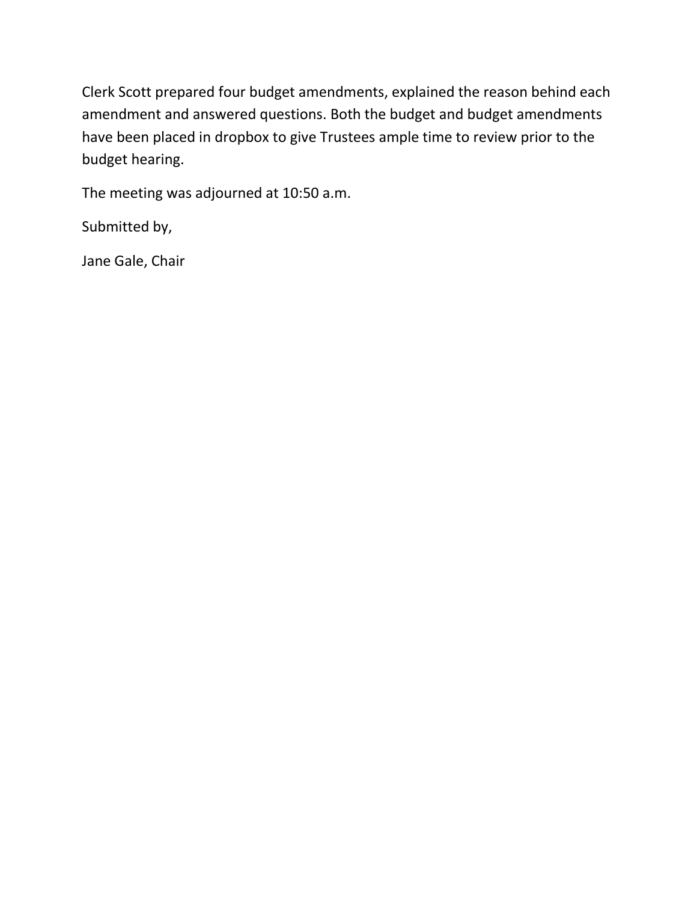Clerk Scott prepared four budget amendments, explained the reason behind each amendment and answered questions. Both the budget and budget amendments have been placed in dropbox to give Trustees ample time to review prior to the budget hearing.

The meeting was adjourned at 10:50 a.m.

Submitted by,

Jane Gale, Chair